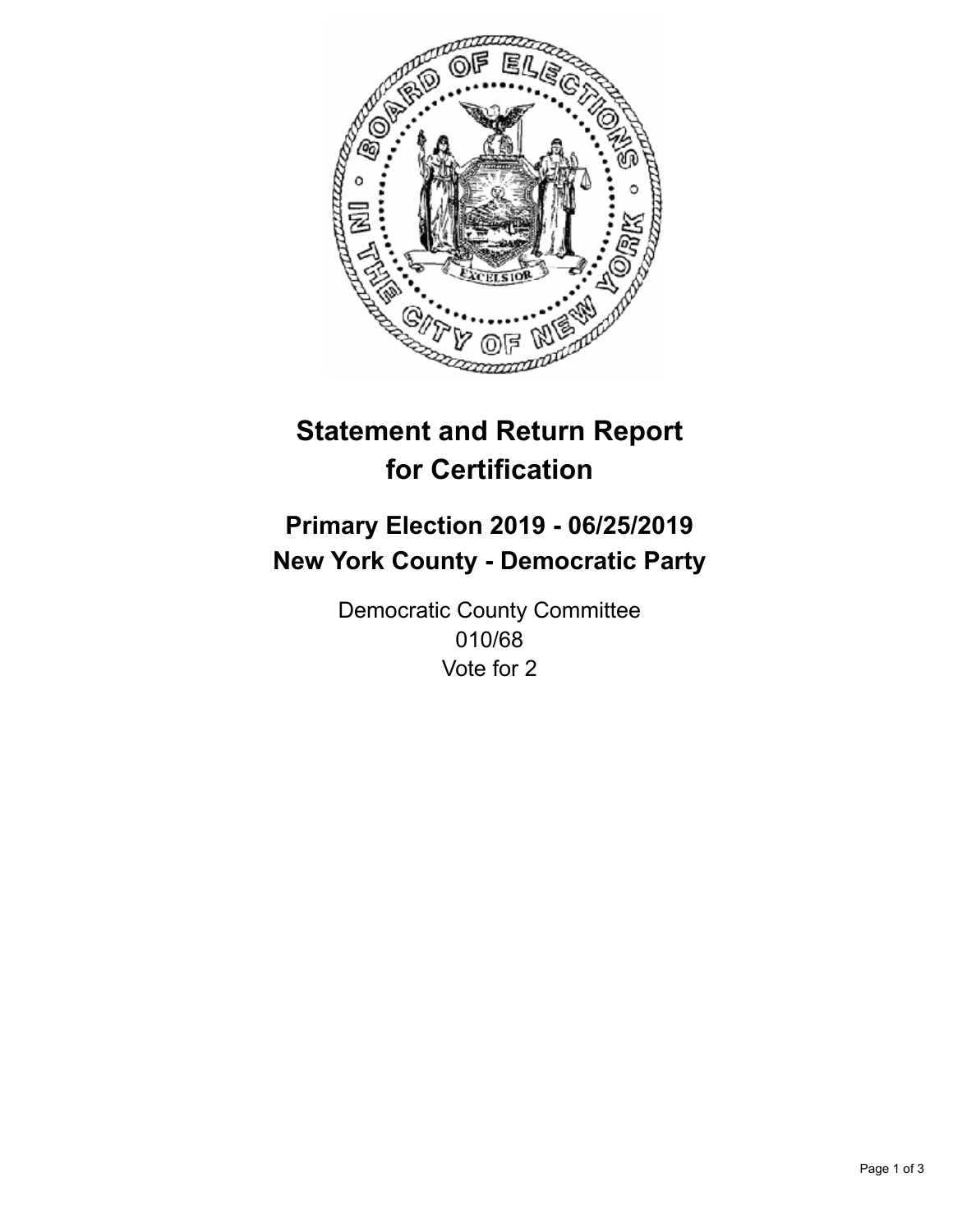# Statement and Return Report for Certification

## Primary Election 2019 - 06/25/2019
## New York County - Democratic Party

Democratic County Committee
010/68
Vote for 2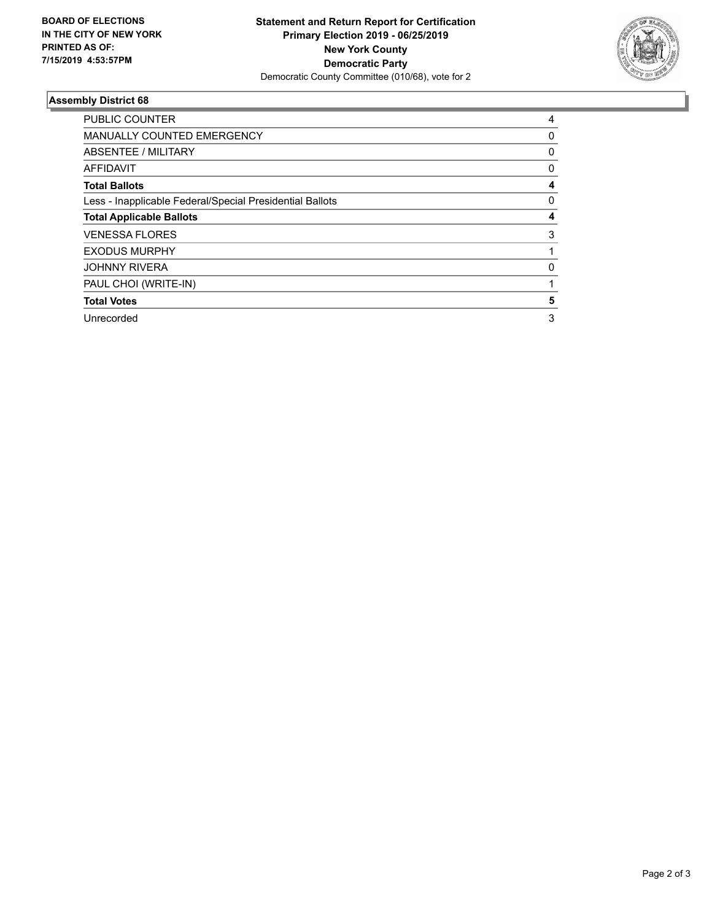**BOARD OF ELECTIONS IN THE CITY OF NEW YORK PRINTED AS OF: 7/15/2019 4:53:57PM**

**Statement and Return Report for Certification**
**Primary Election 2019 - 06/25/2019**
**New York County**
**Democratic Party**
Democratic County Committee (010/68), vote for 2

### Assembly District 68

| | |
|---|---|
| PUBLIC COUNTER | 4 |
| MANUALLY COUNTED EMERGENCY | 0 |
| ABSENTEE / MILITARY | 0 |
| AFFIDAVIT | 0 |
| **Total Ballots** | **4** |
| Less - Inapplicable Federal/Special Presidential Ballots | 0 |
| **Total Applicable Ballots** | **4** |
| VENESSA FLORES | 3 |
| EXODUS MURPHY | 1 |
| JOHNNY RIVERA | 0 |
| PAUL CHOI (WRITE-IN) | 1 |
| **Total Votes** | **5** |
| Unrecorded | 3 |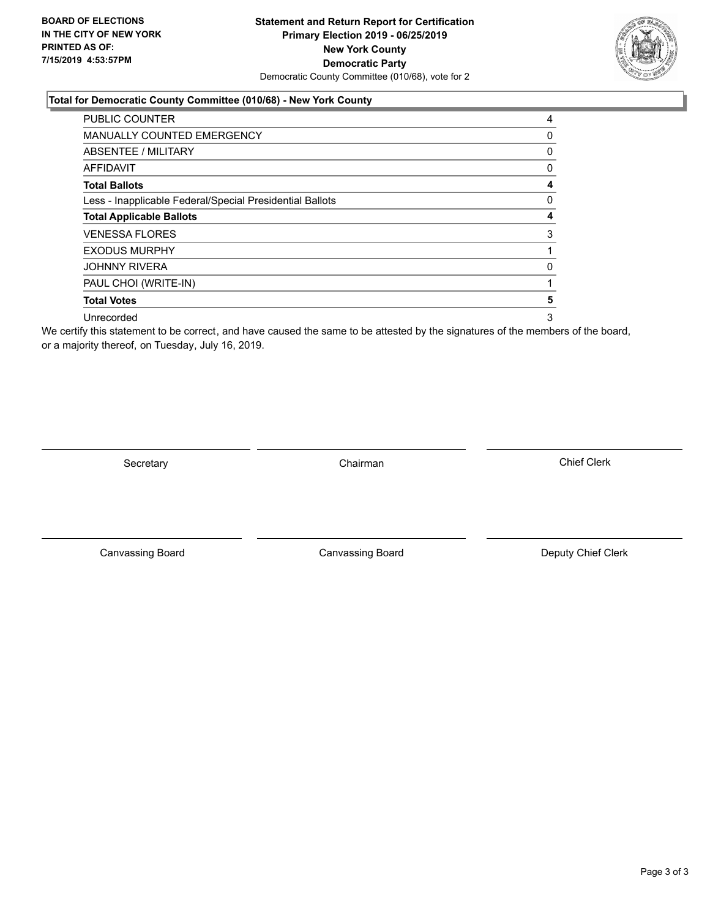**BOARD OF ELECTIONS IN THE CITY OF NEW YORK PRINTED AS OF: 7/15/2019 4:53:57PM**

**Statement and Return Report for Certification**
**Primary Election 2019 - 06/25/2019**
**New York County**
**Democratic Party**
Democratic County Committee (010/68), vote for 2

### Total for Democratic County Committee (010/68) - New York County

| | |
|---|---|
| PUBLIC COUNTER | 4 |
| MANUALLY COUNTED EMERGENCY | 0 |
| ABSENTEE / MILITARY | 0 |
| AFFIDAVIT | 0 |
| **Total Ballots** | **4** |
| Less - Inapplicable Federal/Special Presidential Ballots | 0 |
| **Total Applicable Ballots** | **4** |
| VENESSA FLORES | 3 |
| EXODUS MURPHY | 1 |
| JOHNNY RIVERA | 0 |
| PAUL CHOI (WRITE-IN) | 1 |
| **Total Votes** | **5** |
| Unrecorded | 3 |

We certify this statement to be correct, and have caused the same to be attested by the signatures of the members of the board, or a majority thereof, on Tuesday, July 16, 2019.

Secretary

Chairman

Chief Clerk

Canvassing Board

Canvassing Board

Deputy Chief Clerk